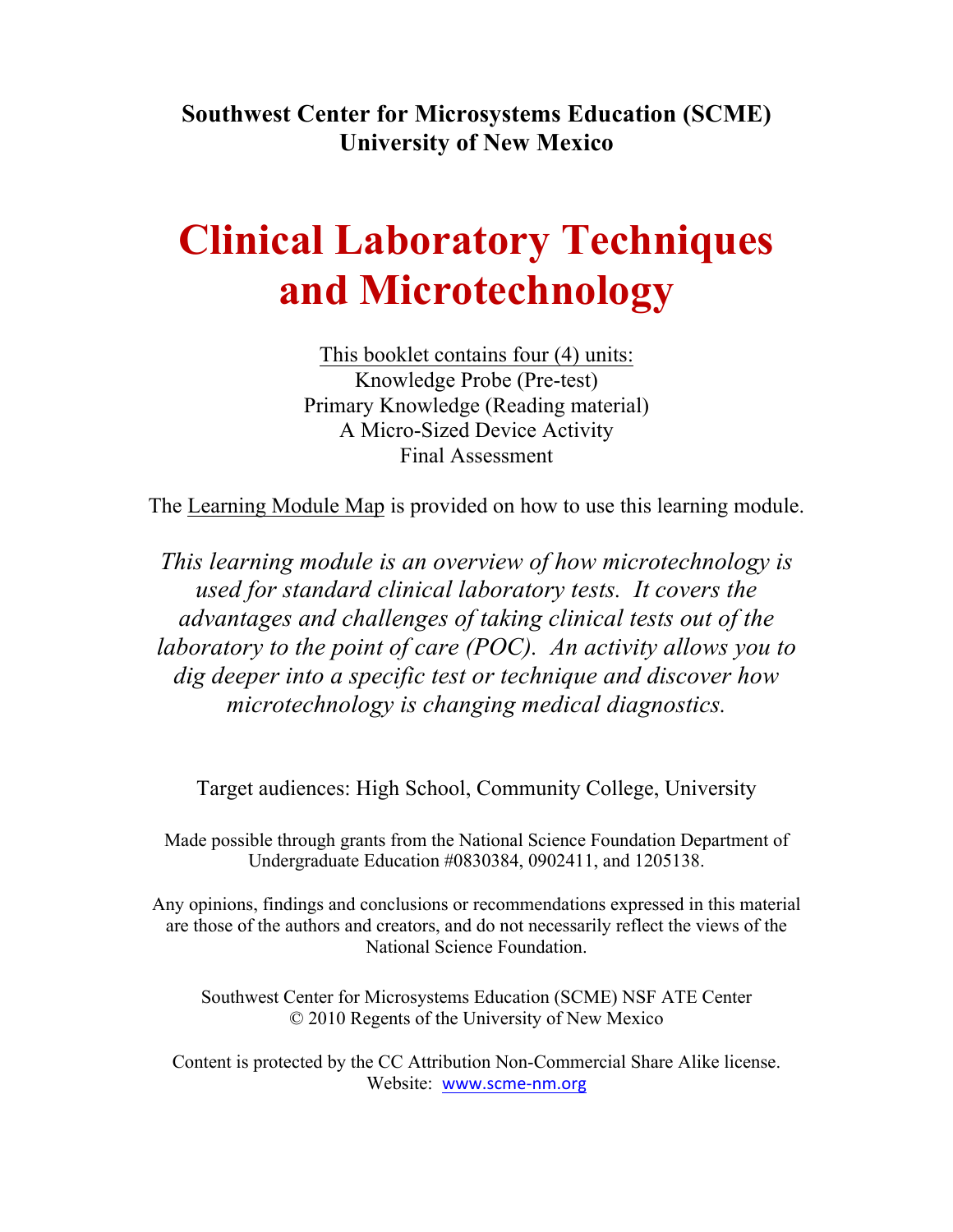**Southwest Center for Microsystems Education (SCME)**
**University of New Mexico**

# Clinical Laboratory Techniques and Microtechnology

<u>This booklet contains four (4) units:</u>
Knowledge Probe (Pre-test)
Primary Knowledge (Reading material)
A Micro-Sized Device Activity
Final Assessment

The <u>Learning Module Map</u> is provided on how to use this learning module.

*This learning module is an overview of how microtechnology is used for standard clinical laboratory tests. It covers the advantages and challenges of taking clinical tests out of the laboratory to the point of care (POC). An activity allows you to dig deeper into a specific test or technique and discover how microtechnology is changing medical diagnostics.*

Target audiences: High School, Community College, University

Made possible through grants from the National Science Foundation Department of Undergraduate Education #0830384, 0902411, and 1205138.

Any opinions, findings and conclusions or recommendations expressed in this material are those of the authors and creators, and do not necessarily reflect the views of the National Science Foundation.

Southwest Center for Microsystems Education (SCME) NSF ATE Center
© 2010 Regents of the University of New Mexico

Content is protected by the CC Attribution Non-Commercial Share Alike license.
Website: www.scme-nm.org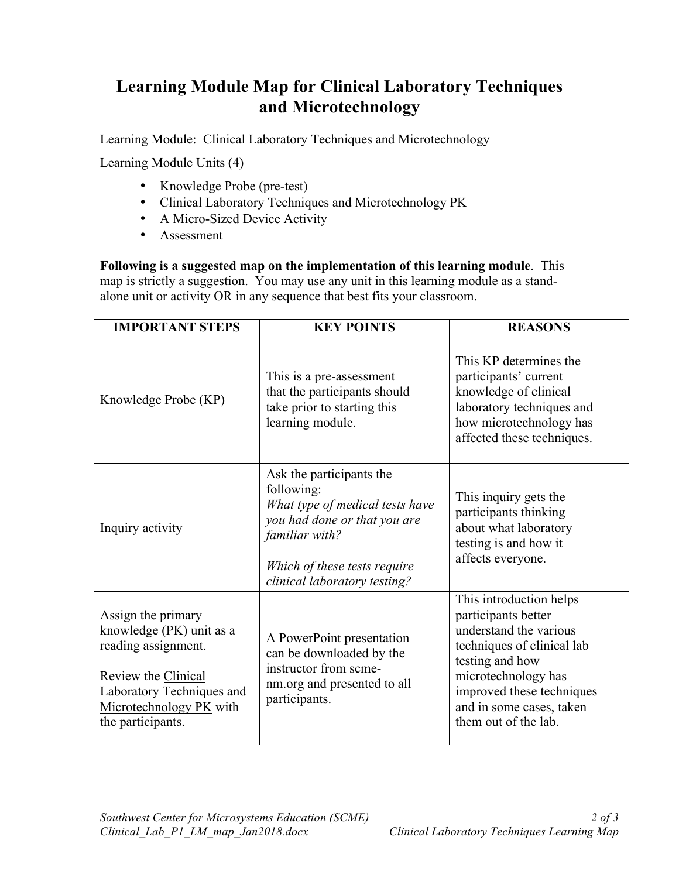# Learning Module Map for Clinical Laboratory Techniques and Microtechnology

Learning Module: Clinical Laboratory Techniques and Microtechnology

Learning Module Units (4)

- Knowledge Probe (pre-test)
- Clinical Laboratory Techniques and Microtechnology PK
- A Micro-Sized Device Activity
- Assessment

**Following is a suggested map on the implementation of this learning module**. This map is strictly a suggestion. You may use any unit in this learning module as a stand-alone unit or activity OR in any sequence that best fits your classroom.

| IMPORTANT STEPS | KEY POINTS | REASONS |
|---|---|---|
| Knowledge Probe (KP) | This is a pre-assessment that the participants should take prior to starting this learning module. | This KP determines the participants' current knowledge of clinical laboratory techniques and how microtechnology has affected these techniques. |
| Inquiry activity | Ask the participants the following:<br>*What type of medical tests have you had done or that you are familiar with?*<br><br>*Which of these tests require clinical laboratory testing?* | This inquiry gets the participants thinking about what laboratory testing is and how it affects everyone. |
| Assign the primary knowledge (PK) unit as a reading assignment.<br><br>Review the Clinical Laboratory Techniques and Microtechnology PK with the participants. | A PowerPoint presentation can be downloaded by the instructor from scme-nm.org and presented to all participants. | This introduction helps participants better understand the various techniques of clinical lab testing and how microtechnology has improved these techniques and in some cases, taken them out of the lab. |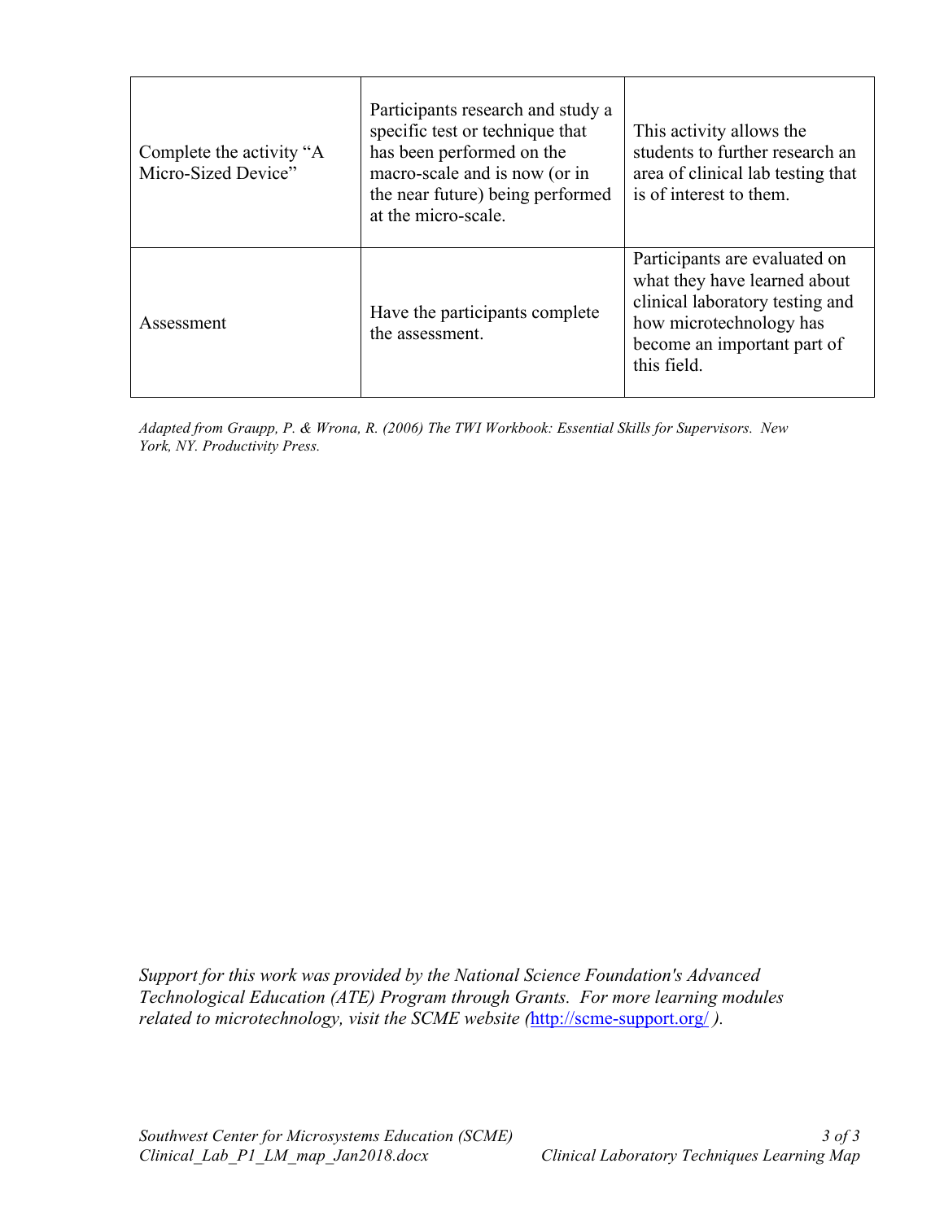| | | |
|---|---|---|
| Complete the activity "A Micro-Sized Device" | Participants research and study a specific test or technique that has been performed on the macro-scale and is now (or in the near future) being performed at the micro-scale. | This activity allows the students to further research an area of clinical lab testing that is of interest to them. |
| Assessment | Have the participants complete the assessment. | Participants are evaluated on what they have learned about clinical laboratory testing and how microtechnology has become an important part of this field. |

*Adapted from Graupp, P. & Wrona, R. (2006) The TWI Workbook: Essential Skills for Supervisors. New York, NY. Productivity Press.*

*Support for this work was provided by the National Science Foundation's Advanced Technological Education (ATE) Program through Grants. For more learning modules related to microtechnology, visit the SCME website (http://scme-support.org/ ).*